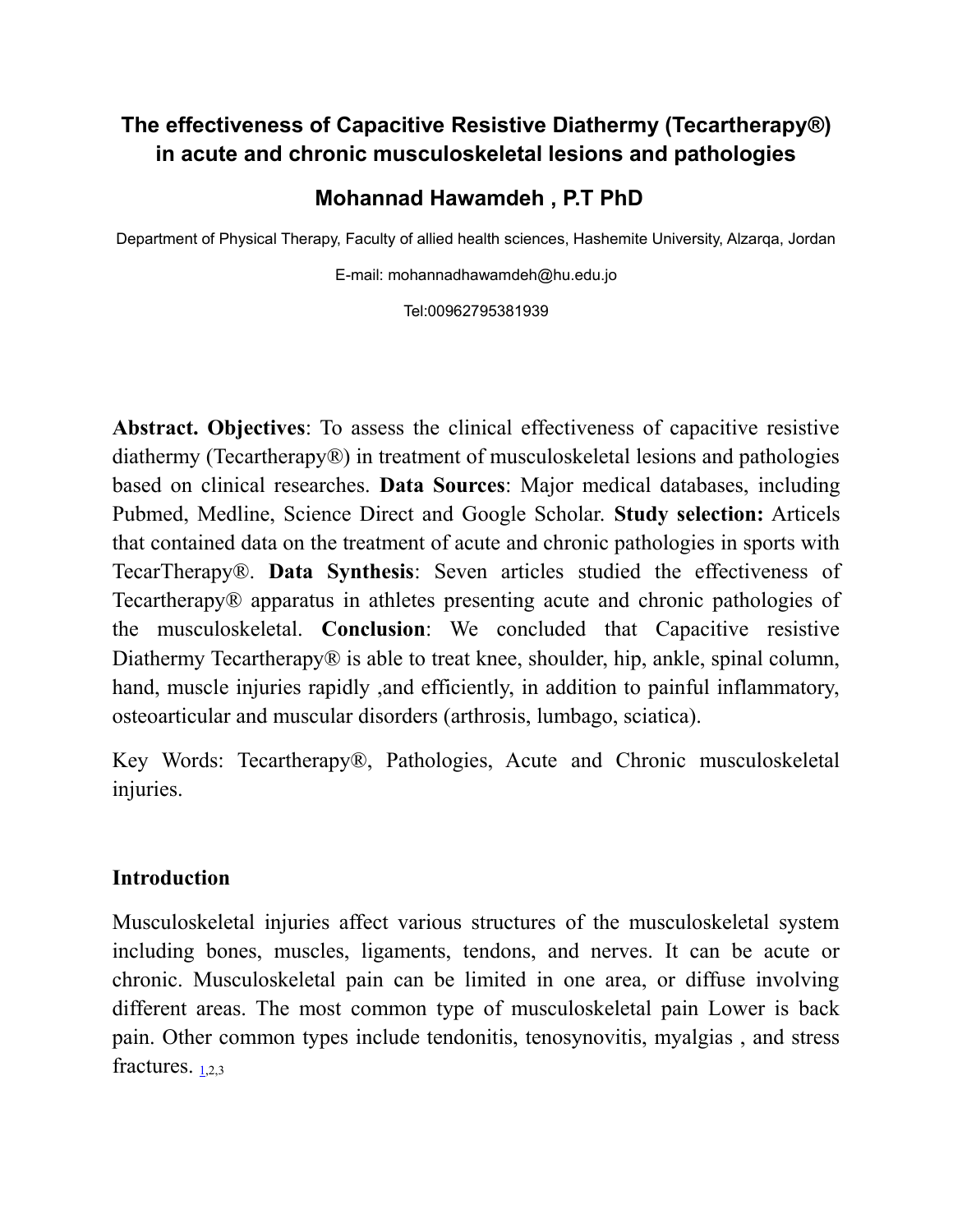# The effectiveness of Capacitive Resistive Diathermy (Tecartherapy®) in acute and chronic musculoskeletal lesions and pathologies

## Mohannad Hawamdeh , P.T PhD

Department of Physical Therapy, Faculty of allied health sciences, Hashemite University, Alzarqa, Jordan

E-mail: mohannadhawamdeh@hu.edu.jo

Tel:00962795381939

**Abstract. Objectives**: To assess the clinical effectiveness of capacitive resistive diathermy (Tecartherapy®) in treatment of musculoskeletal lesions and pathologies based on clinical researches. **Data Sources**: Major medical databases, including Pubmed, Medline, Science Direct and Google Scholar. **Study selection:** Articels that contained data on the treatment of acute and chronic pathologies in sports with TecarTherapy®. **Data Synthesis**: Seven articles studied the effectiveness of Tecartherapy® apparatus in athletes presenting acute and chronic pathologies of the musculoskeletal. **Conclusion**: We concluded that Capacitive resistive Diathermy Tecartherapy® is able to treat knee, shoulder, hip, ankle, spinal column, hand, muscle injuries rapidly ,and efficiently, in addition to painful inflammatory, osteoarticular and muscular disorders (arthrosis, lumbago, sciatica).

Key Words: Tecartherapy®, Pathologies, Acute and Chronic musculoskeletal injuries.

## Introduction

Musculoskeletal injuries affect various structures of the musculoskeletal system including bones, muscles, ligaments, tendons, and nerves. It can be acute or chronic. Musculoskeletal pain can be limited in one area, or diffuse involving different areas. The most common type of musculoskeletal pain Lower is back pain. Other common types include tendonitis, tenosynovitis, myalgias , and stress fractures. [1,2,3]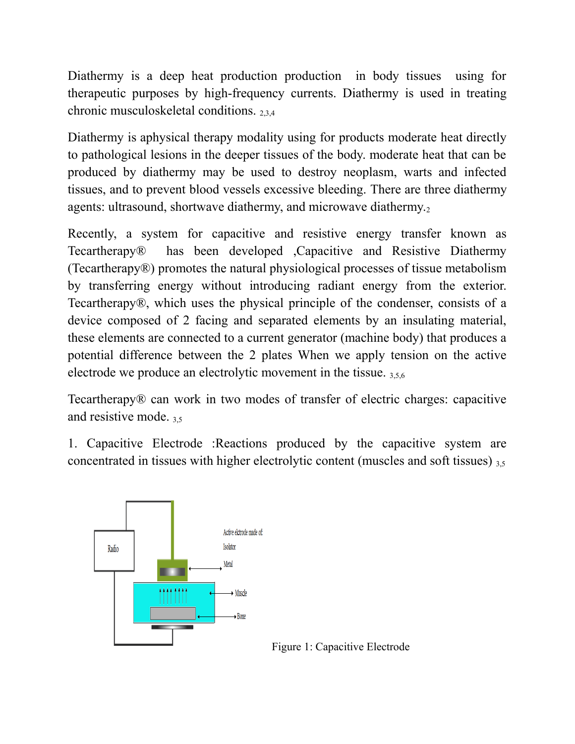Diathermy is a deep heat production production in body tissues using for therapeutic purposes by high-frequency currents. Diathermy is used in treating chronic musculoskeletal conditions. [2,3,4]

Diathermy is aphysical therapy modality using for products moderate heat directly to pathological lesions in the deeper tissues of the body. moderate heat that can be produced by diathermy may be used to destroy neoplasm, warts and infected tissues, and to prevent blood vessels excessive bleeding. There are three diathermy agents: ultrasound, shortwave diathermy, and microwave diathermy.[2]

Recently, a system for capacitive and resistive energy transfer known as Tecartherapy® has been developed ,Capacitive and Resistive Diathermy (Tecartherapy®) promotes the natural physiological processes of tissue metabolism by transferring energy without introducing radiant energy from the exterior. Tecartherapy®, which uses the physical principle of the condenser, consists of a device composed of 2 facing and separated elements by an insulating material, these elements are connected to a current generator (machine body) that produces a potential difference between the 2 plates When we apply tension on the active electrode we produce an electrolytic movement in the tissue. [3,5,6]

Tecartherapy® can work in two modes of transfer of electric charges: capacitive and resistive mode. [3,5]

1. Capacitive Electrode :Reactions produced by the capacitive system are concentrated in tissues with higher electrolytic content (muscles and soft tissues) [3,5]

Radio

Active elctrode made of:

Isolator

Metal

Muscle

Bone

Figure 1: Capacitive Electrode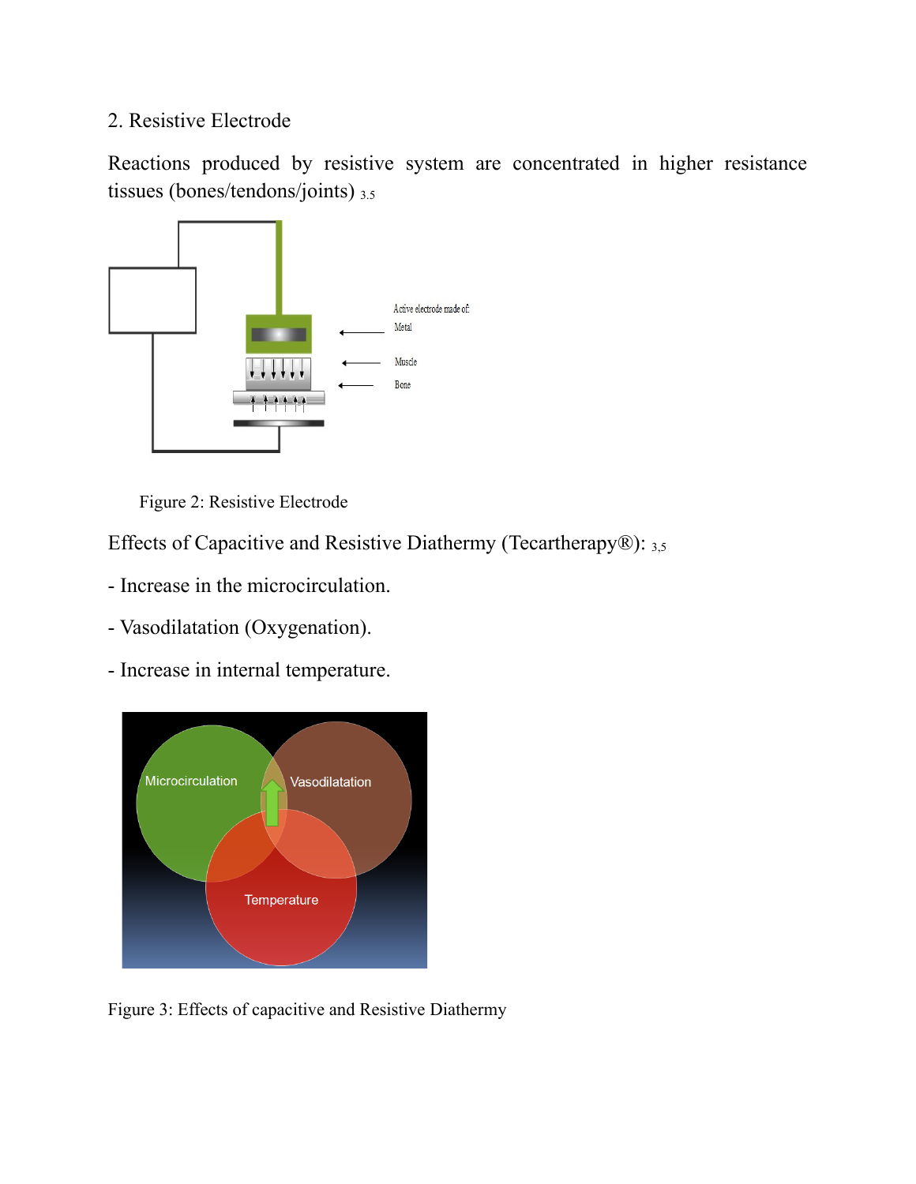2. Resistive Electrode

Reactions produced by resistive system are concentrated in higher resistance tissues (bones/tendons/joints) [3,5]

Figure 2: Resistive Electrode

Effects of Capacitive and Resistive Diathermy (Tecartherapy®): [3,5]

- Increase in the microcirculation.

- Vasodilatation (Oxygenation).

- Increase in internal temperature.

Figure 3: Effects of capacitive and Resistive Diathermy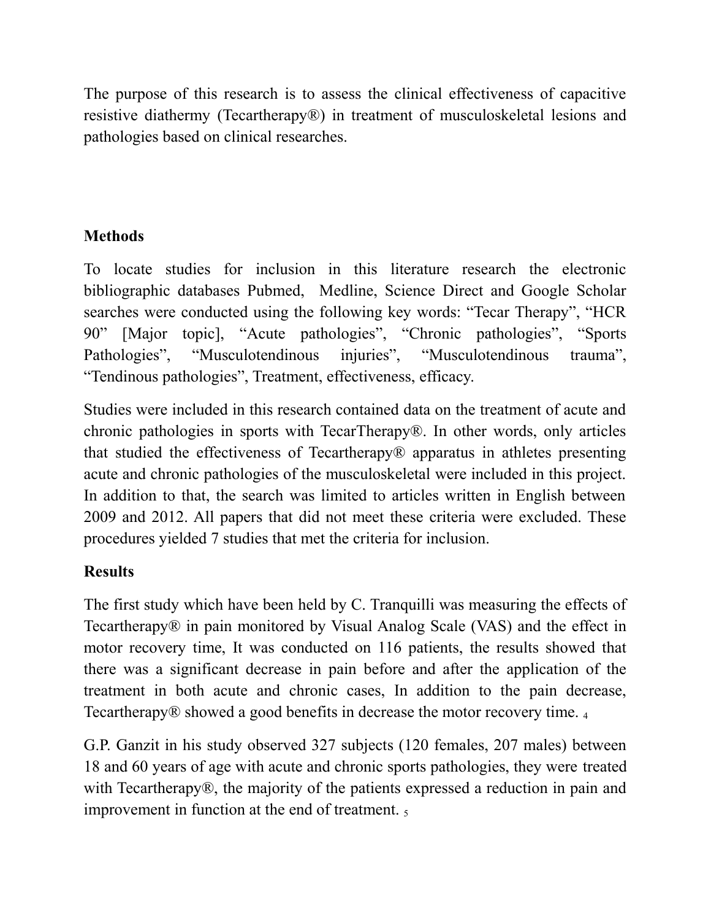The purpose of this research is to assess the clinical effectiveness of capacitive resistive diathermy (Tecartherapy®) in treatment of musculoskeletal lesions and pathologies based on clinical researches.

## Methods

To locate studies for inclusion in this literature research the electronic bibliographic databases Pubmed, Medline, Science Direct and Google Scholar searches were conducted using the following key words: "Tecar Therapy", "HCR 90" [Major topic], "Acute pathologies", "Chronic pathologies", "Sports Pathologies", "Musculotendinous injuries", "Musculotendinous trauma", "Tendinous pathologies", Treatment, effectiveness, efficacy.

Studies were included in this research contained data on the treatment of acute and chronic pathologies in sports with TecarTherapy®. In other words, only articles that studied the effectiveness of Tecartherapy® apparatus in athletes presenting acute and chronic pathologies of the musculoskeletal were included in this project. In addition to that, the search was limited to articles written in English between 2009 and 2012. All papers that did not meet these criteria were excluded. These procedures yielded 7 studies that met the criteria for inclusion.

## Results

The first study which have been held by C. Tranquilli was measuring the effects of Tecartherapy® in pain monitored by Visual Analog Scale (VAS) and the effect in motor recovery time, It was conducted on 116 patients, the results showed that there was a significant decrease in pain before and after the application of the treatment in both acute and chronic cases, In addition to the pain decrease, Tecartherapy® showed a good benefits in decrease the motor recovery time. [4]

G.P. Ganzit in his study observed 327 subjects (120 females, 207 males) between 18 and 60 years of age with acute and chronic sports pathologies, they were treated with Tecartherapy®, the majority of the patients expressed a reduction in pain and improvement in function at the end of treatment. [5]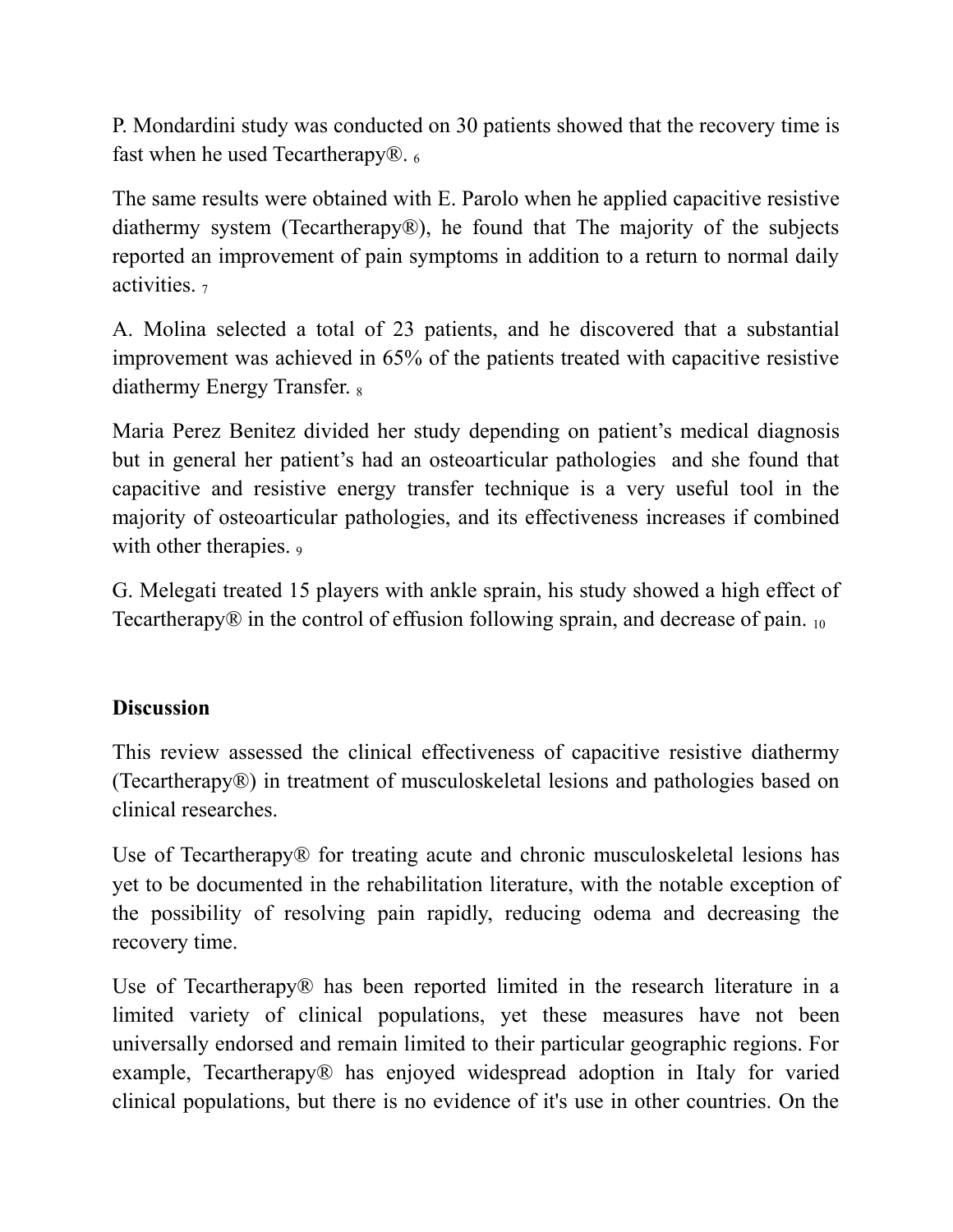P. Mondardini study was conducted on 30 patients showed that the recovery time is fast when he used Tecartherapy®. [6]

The same results were obtained with E. Parolo when he applied capacitive resistive diathermy system (Tecartherapy®), he found that The majority of the subjects reported an improvement of pain symptoms in addition to a return to normal daily activities. [7]

A. Molina selected a total of 23 patients, and he discovered that a substantial improvement was achieved in 65% of the patients treated with capacitive resistive diathermy Energy Transfer. [8]

Maria Perez Benitez divided her study depending on patient's medical diagnosis but in general her patient's had an osteoarticular pathologies and she found that capacitive and resistive energy transfer technique is a very useful tool in the majority of osteoarticular pathologies, and its effectiveness increases if combined with other therapies. [9]

G. Melegati treated 15 players with ankle sprain, his study showed a high effect of Tecartherapy® in the control of effusion following sprain, and decrease of pain. [10]

**Discussion**

This review assessed the clinical effectiveness of capacitive resistive diathermy (Tecartherapy®) in treatment of musculoskeletal lesions and pathologies based on clinical researches.

Use of Tecartherapy® for treating acute and chronic musculoskeletal lesions has yet to be documented in the rehabilitation literature, with the notable exception of the possibility of resolving pain rapidly, reducing odema and decreasing the recovery time.

Use of Tecartherapy® has been reported limited in the research literature in a limited variety of clinical populations, yet these measures have not been universally endorsed and remain limited to their particular geographic regions. For example, Tecartherapy® has enjoyed widespread adoption in Italy for varied clinical populations, but there is no evidence of it's use in other countries. On the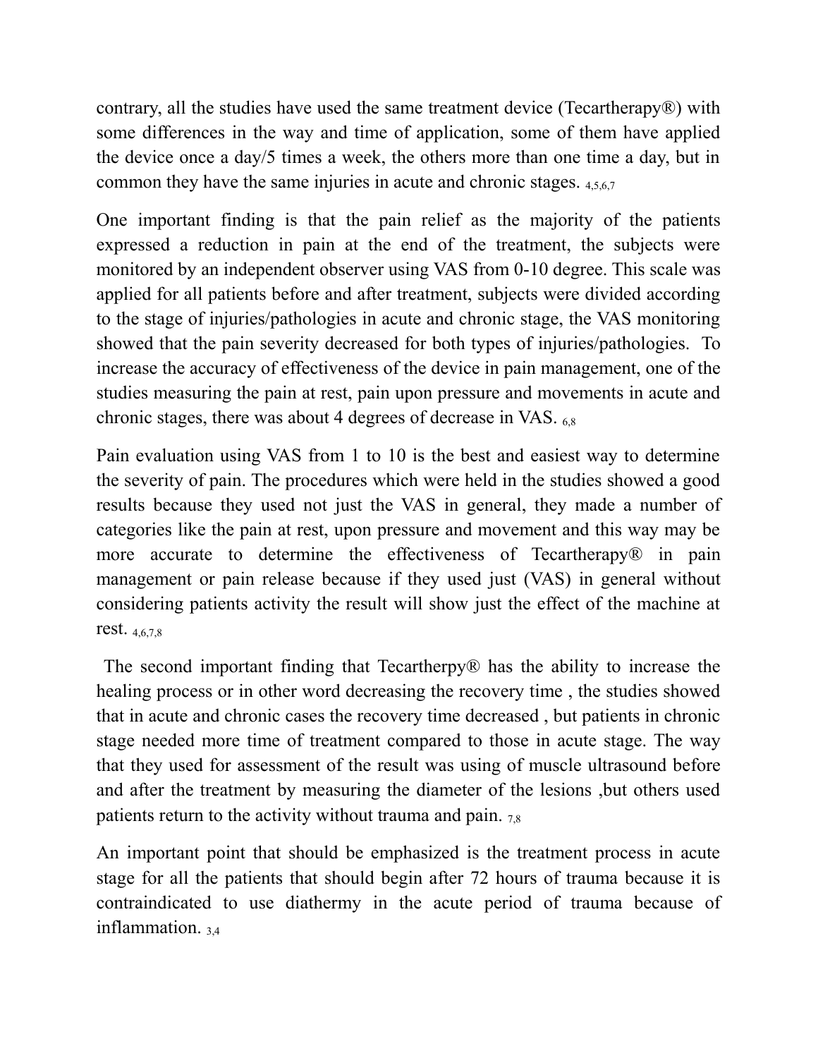contrary, all the studies have used the same treatment device (Tecartherapy®) with some differences in the way and time of application, some of them have applied the device once a day/5 times a week, the others more than one time a day, but in common they have the same injuries in acute and chronic stages. [4,5,6,7]

One important finding is that the pain relief as the majority of the patients expressed a reduction in pain at the end of the treatment, the subjects were monitored by an independent observer using VAS from 0-10 degree. This scale was applied for all patients before and after treatment, subjects were divided according to the stage of injuries/pathologies in acute and chronic stage, the VAS monitoring showed that the pain severity decreased for both types of injuries/pathologies. To increase the accuracy of effectiveness of the device in pain management, one of the studies measuring the pain at rest, pain upon pressure and movements in acute and chronic stages, there was about 4 degrees of decrease in VAS. [6,8]

Pain evaluation using VAS from 1 to 10 is the best and easiest way to determine the severity of pain. The procedures which were held in the studies showed a good results because they used not just the VAS in general, they made a number of categories like the pain at rest, upon pressure and movement and this way may be more accurate to determine the effectiveness of Tecartherapy® in pain management or pain release because if they used just (VAS) in general without considering patients activity the result will show just the effect of the machine at rest. [4,6,7,8]

The second important finding that Tecartherpy® has the ability to increase the healing process or in other word decreasing the recovery time , the studies showed that in acute and chronic cases the recovery time decreased , but patients in chronic stage needed more time of treatment compared to those in acute stage. The way that they used for assessment of the result was using of muscle ultrasound before and after the treatment by measuring the diameter of the lesions ,but others used patients return to the activity without trauma and pain. [7,8]

An important point that should be emphasized is the treatment process in acute stage for all the patients that should begin after 72 hours of trauma because it is contraindicated to use diathermy in the acute period of trauma because of inflammation. [3,4]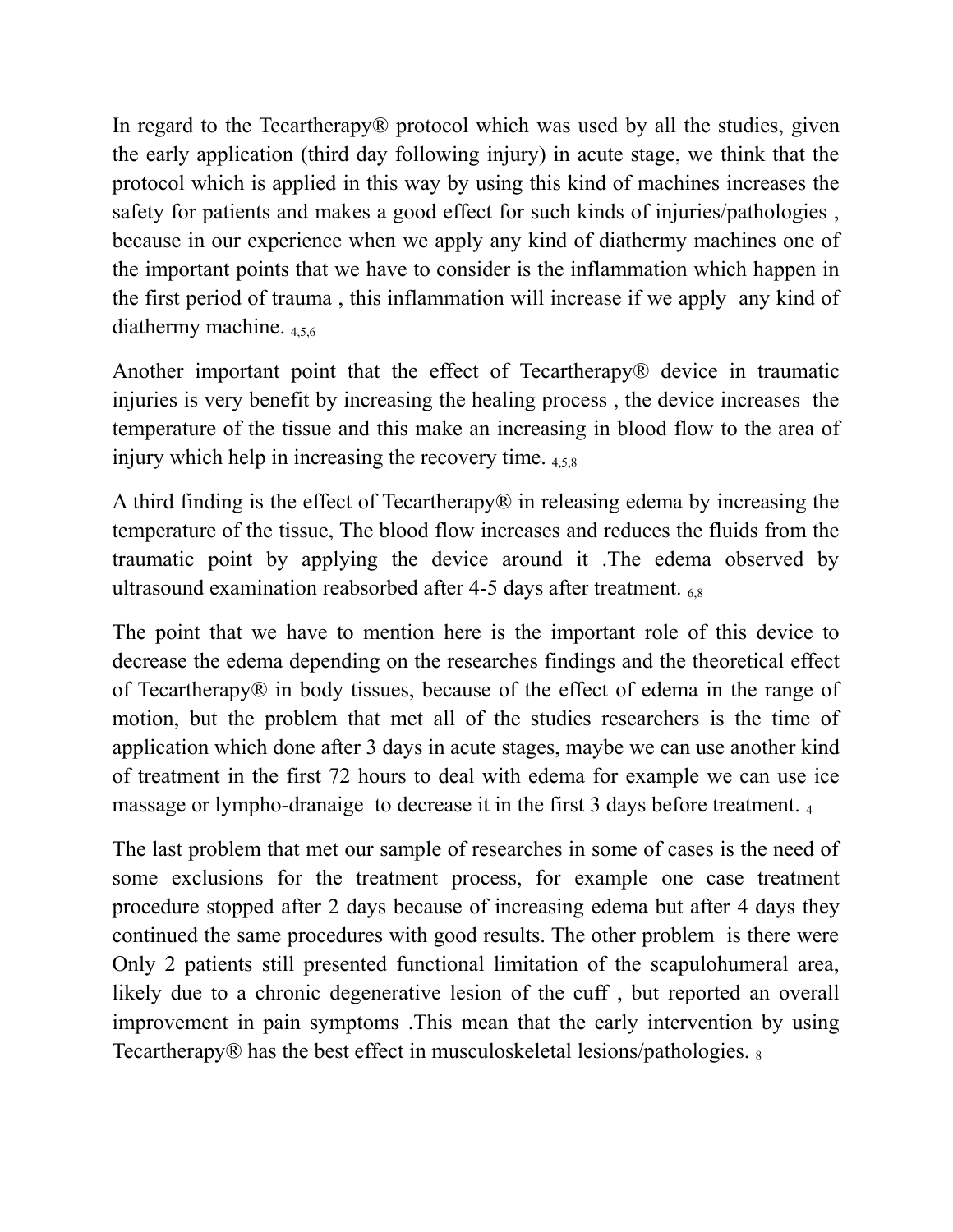In regard to the Tecartherapy® protocol which was used by all the studies, given the early application (third day following injury) in acute stage, we think that the protocol which is applied in this way by using this kind of machines increases the safety for patients and makes a good effect for such kinds of injuries/pathologies , because in our experience when we apply any kind of diathermy machines one of the important points that we have to consider is the inflammation which happen in the first period of trauma , this inflammation will increase if we apply any kind of diathermy machine. [4,5,6]

Another important point that the effect of Tecartherapy® device in traumatic injuries is very benefit by increasing the healing process , the device increases the temperature of the tissue and this make an increasing in blood flow to the area of injury which help in increasing the recovery time. [4,5,8]

A third finding is the effect of Tecartherapy® in releasing edema by increasing the temperature of the tissue, The blood flow increases and reduces the fluids from the traumatic point by applying the device around it .The edema observed by ultrasound examination reabsorbed after 4-5 days after treatment. [6,8]

The point that we have to mention here is the important role of this device to decrease the edema depending on the researches findings and the theoretical effect of Tecartherapy® in body tissues, because of the effect of edema in the range of motion, but the problem that met all of the studies researchers is the time of application which done after 3 days in acute stages, maybe we can use another kind of treatment in the first 72 hours to deal with edema for example we can use ice massage or lympho-dranaige to decrease it in the first 3 days before treatment. [4]

The last problem that met our sample of researches in some of cases is the need of some exclusions for the treatment process, for example one case treatment procedure stopped after 2 days because of increasing edema but after 4 days they continued the same procedures with good results. The other problem is there were Only 2 patients still presented functional limitation of the scapulohumeral area, likely due to a chronic degenerative lesion of the cuff , but reported an overall improvement in pain symptoms .This mean that the early intervention by using Tecartherapy® has the best effect in musculoskeletal lesions/pathologies. [8]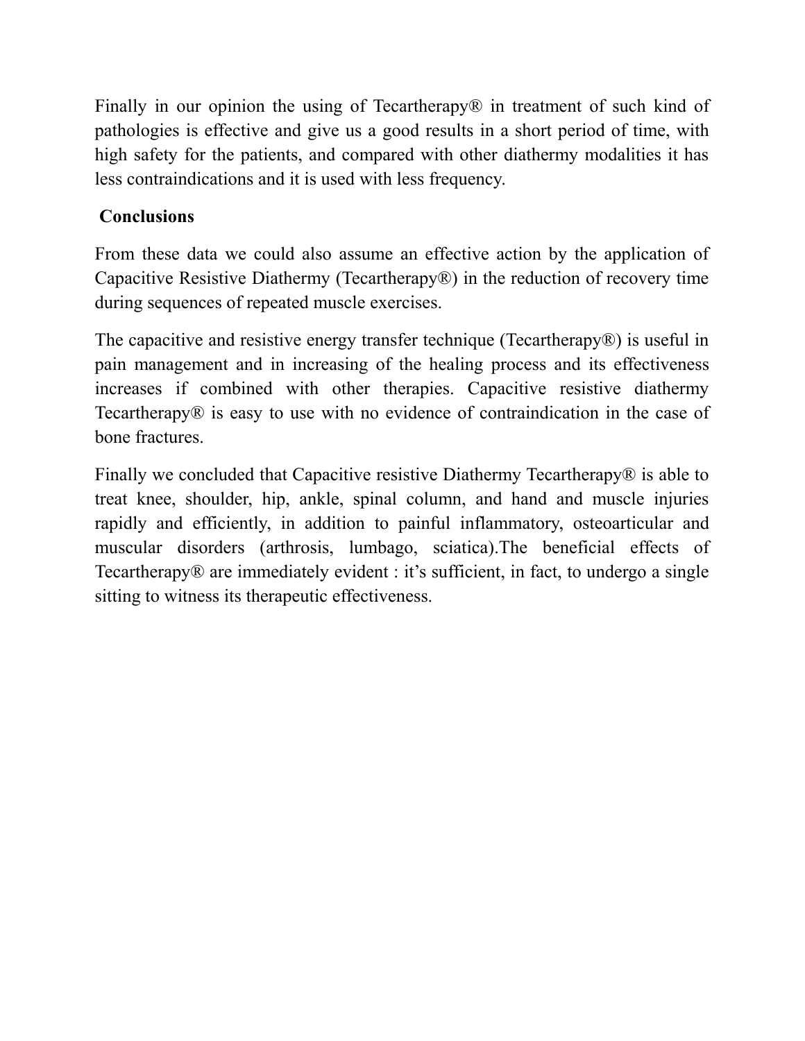Finally in our opinion the using of Tecartherapy® in treatment of such kind of pathologies is effective and give us a good results in a short period of time, with high safety for the patients, and compared with other diathermy modalities it has less contraindications and it is used with less frequency.

## Conclusions

From these data we could also assume an effective action by the application of Capacitive Resistive Diathermy (Tecartherapy®) in the reduction of recovery time during sequences of repeated muscle exercises.

The capacitive and resistive energy transfer technique (Tecartherapy®) is useful in pain management and in increasing of the healing process and its effectiveness increases if combined with other therapies. Capacitive resistive diathermy Tecartherapy® is easy to use with no evidence of contraindication in the case of bone fractures.

Finally we concluded that Capacitive resistive Diathermy Tecartherapy® is able to treat knee, shoulder, hip, ankle, spinal column, and hand and muscle injuries rapidly and efficiently, in addition to painful inflammatory, osteoarticular and muscular disorders (arthrosis, lumbago, sciatica).The beneficial effects of Tecartherapy® are immediately evident : it's sufficient, in fact, to undergo a single sitting to witness its therapeutic effectiveness.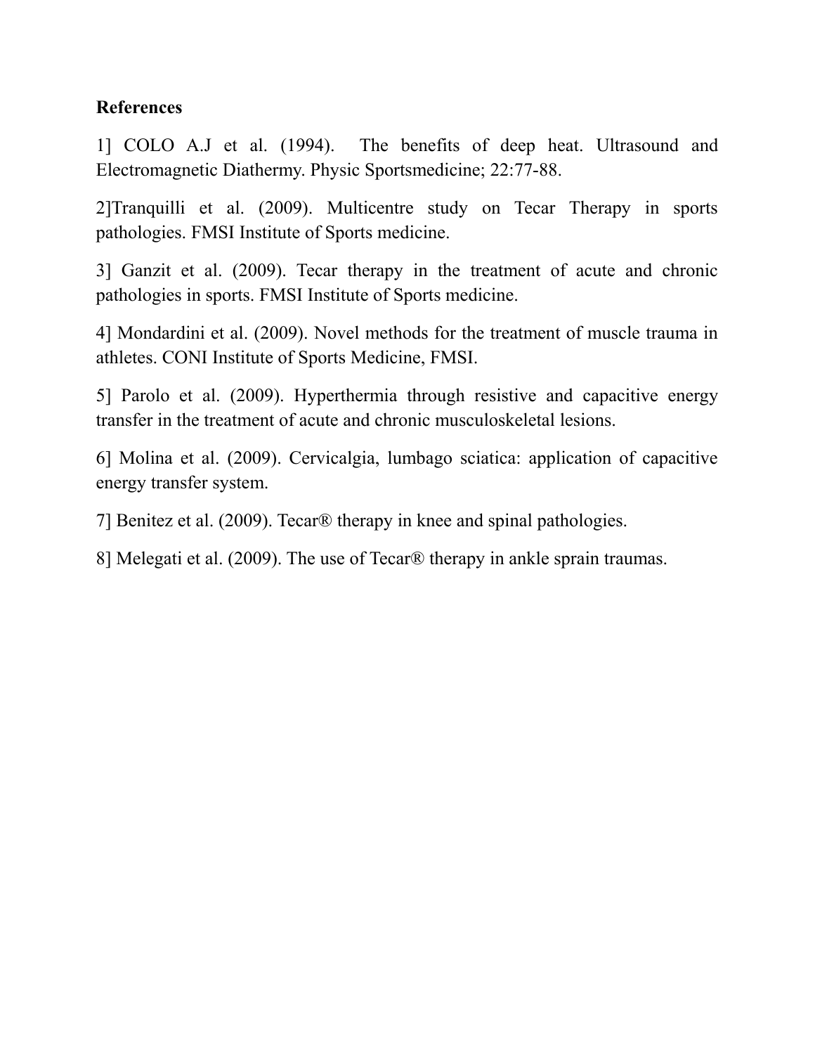**References**

1] COLO A.J et al. (1994). The benefits of deep heat. Ultrasound and Electromagnetic Diathermy. Physic Sportsmedicine; 22:77-88.

2]Tranquilli et al. (2009). Multicentre study on Tecar Therapy in sports pathologies. FMSI Institute of Sports medicine.

3] Ganzit et al. (2009). Tecar therapy in the treatment of acute and chronic pathologies in sports. FMSI Institute of Sports medicine.

4] Mondardini et al. (2009). Novel methods for the treatment of muscle trauma in athletes. CONI Institute of Sports Medicine, FMSI.

5] Parolo et al. (2009). Hyperthermia through resistive and capacitive energy transfer in the treatment of acute and chronic musculoskeletal lesions.

6] Molina et al. (2009). Cervicalgia, lumbago sciatica: application of capacitive energy transfer system.

7] Benitez et al. (2009). Tecar® therapy in knee and spinal pathologies.

8] Melegati et al. (2009). The use of Tecar® therapy in ankle sprain traumas.